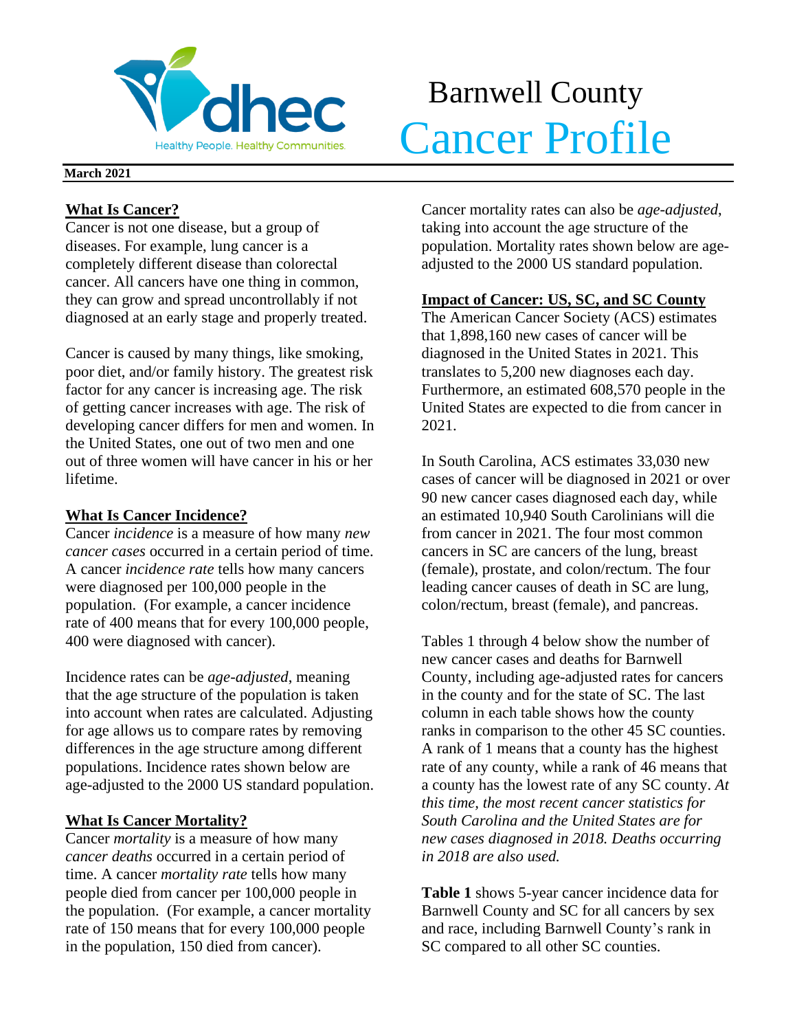# Barnwell County Cancer Profile

**March 2021**

## What Is Cancer?

Cancer is not one disease, but a group of diseases. For example, lung cancer is a completely different disease than colorectal cancer. All cancers have one thing in common, they can grow and spread uncontrollably if not diagnosed at an early stage and properly treated.

Cancer is caused by many things, like smoking, poor diet, and/or family history. The greatest risk factor for any cancer is increasing age. The risk of getting cancer increases with age. The risk of developing cancer differs for men and women. In the United States, one out of two men and one out of three women will have cancer in his or her lifetime.

## What Is Cancer Incidence?

Cancer *incidence* is a measure of how many *new cancer cases* occurred in a certain period of time. A cancer *incidence rate* tells how many cancers were diagnosed per 100,000 people in the population. (For example, a cancer incidence rate of 400 means that for every 100,000 people, 400 were diagnosed with cancer).

Incidence rates can be *age-adjusted*, meaning that the age structure of the population is taken into account when rates are calculated. Adjusting for age allows us to compare rates by removing differences in the age structure among different populations. Incidence rates shown below are age-adjusted to the 2000 US standard population.

## What Is Cancer Mortality?

Cancer *mortality* is a measure of how many *cancer deaths* occurred in a certain period of time. A cancer *mortality rate* tells how many people died from cancer per 100,000 people in the population. (For example, a cancer mortality rate of 150 means that for every 100,000 people in the population, 150 died from cancer).

Cancer mortality rates can also be *age-adjusted*, taking into account the age structure of the population. Mortality rates shown below are age-adjusted to the 2000 US standard population.

## Impact of Cancer: US, SC, and SC County

The American Cancer Society (ACS) estimates that 1,898,160 new cases of cancer will be diagnosed in the United States in 2021. This translates to 5,200 new diagnoses each day. Furthermore, an estimated 608,570 people in the United States are expected to die from cancer in 2021.

In South Carolina, ACS estimates 33,030 new cases of cancer will be diagnosed in 2021 or over 90 new cancer cases diagnosed each day, while an estimated 10,940 South Carolinians will die from cancer in 2021. The four most common cancers in SC are cancers of the lung, breast (female), prostate, and colon/rectum. The four leading cancer causes of death in SC are lung, colon/rectum, breast (female), and pancreas.

Tables 1 through 4 below show the number of new cancer cases and deaths for Barnwell County, including age-adjusted rates for cancers in the county and for the state of SC. The last column in each table shows how the county ranks in comparison to the other 45 SC counties. A rank of 1 means that a county has the highest rate of any county, while a rank of 46 means that a county has the lowest rate of any SC county. *At this time, the most recent cancer statistics for South Carolina and the United States are for new cases diagnosed in 2018. Deaths occurring in 2018 are also used.*

**Table 1** shows 5-year cancer incidence data for Barnwell County and SC for all cancers by sex and race, including Barnwell County's rank in SC compared to all other SC counties.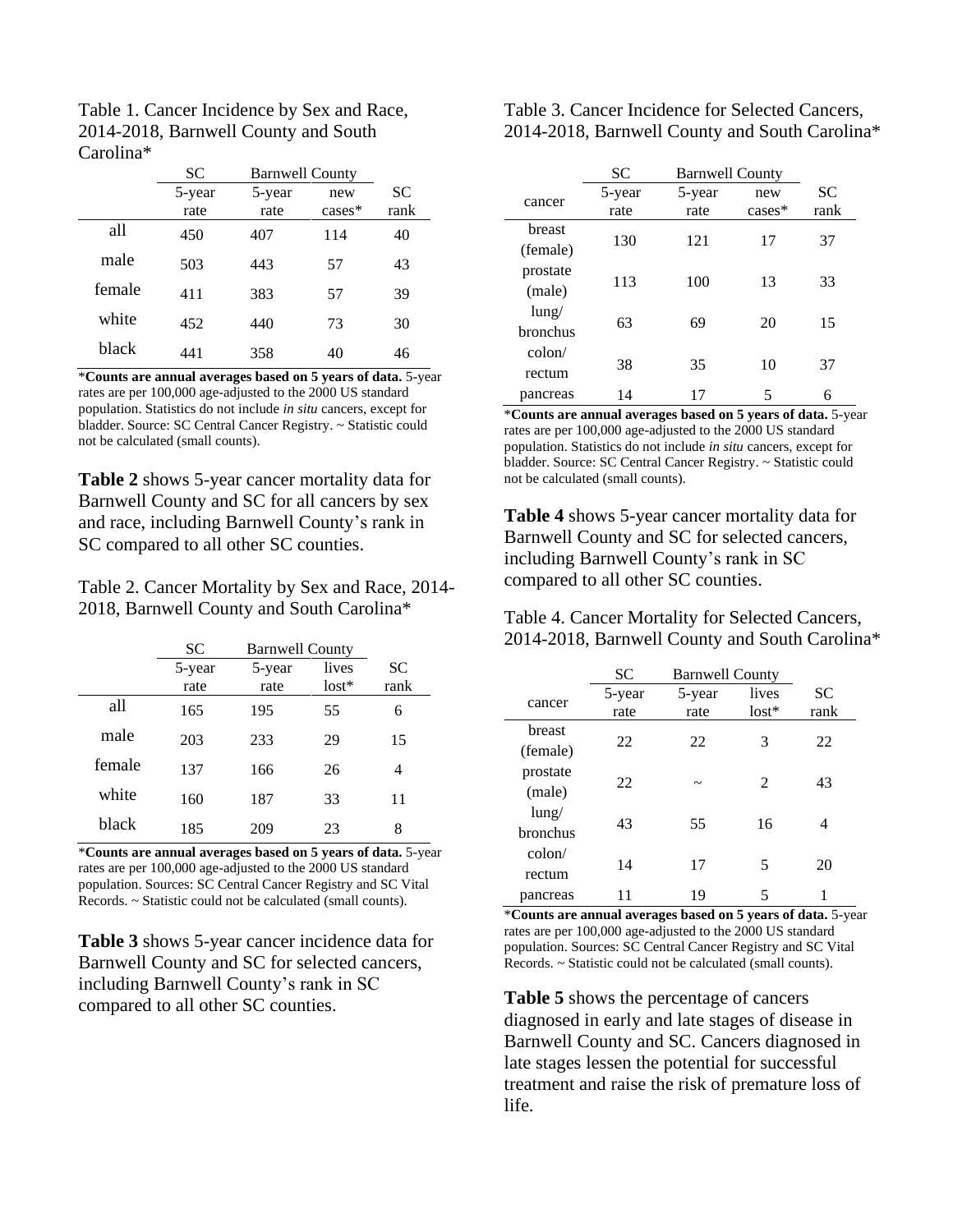Table 1. Cancer Incidence by Sex and Race, 2014-2018, Barnwell County and South Carolina*

| | SC | Barnwell County | | |
|---|---|---|---|---|
| | 5-year rate | 5-year rate | new cases* | SC rank |
| all | 450 | 407 | 114 | 40 |
| male | 503 | 443 | 57 | 43 |
| female | 411 | 383 | 57 | 39 |
| white | 452 | 440 | 73 | 30 |
| black | 441 | 358 | 40 | 46 |

***Counts are annual averages based on 5 years of data.** 5-year rates are per 100,000 age-adjusted to the 2000 US standard population. Statistics do not include *in situ* cancers, except for bladder. Source: SC Central Cancer Registry. ~ Statistic could not be calculated (small counts).

**Table 2** shows 5-year cancer mortality data for Barnwell County and SC for all cancers by sex and race, including Barnwell County's rank in SC compared to all other SC counties.

Table 2. Cancer Mortality by Sex and Race, 2014-2018, Barnwell County and South Carolina*

| | SC | Barnwell County | | |
|---|---|---|---|---|
| | 5-year rate | 5-year rate | lives lost* | SC rank |
| all | 165 | 195 | 55 | 6 |
| male | 203 | 233 | 29 | 15 |
| female | 137 | 166 | 26 | 4 |
| white | 160 | 187 | 33 | 11 |
| black | 185 | 209 | 23 | 8 |

***Counts are annual averages based on 5 years of data.** 5-year rates are per 100,000 age-adjusted to the 2000 US standard population. Sources: SC Central Cancer Registry and SC Vital Records. ~ Statistic could not be calculated (small counts).

**Table 3** shows 5-year cancer incidence data for Barnwell County and SC for selected cancers, including Barnwell County's rank in SC compared to all other SC counties.

Table 3. Cancer Incidence for Selected Cancers, 2014-2018, Barnwell County and South Carolina*

| | SC | Barnwell County | | |
|---|---|---|---|---|
| cancer | 5-year rate | 5-year rate | new cases* | SC rank |
| breast (female) | 130 | 121 | 17 | 37 |
| prostate (male) | 113 | 100 | 13 | 33 |
| lung/ bronchus | 63 | 69 | 20 | 15 |
| colon/ rectum | 38 | 35 | 10 | 37 |
| pancreas | 14 | 17 | 5 | 6 |

***Counts are annual averages based on 5 years of data.** 5-year rates are per 100,000 age-adjusted to the 2000 US standard population. Statistics do not include *in situ* cancers, except for bladder. Source: SC Central Cancer Registry. ~ Statistic could not be calculated (small counts).

**Table 4** shows 5-year cancer mortality data for Barnwell County and SC for selected cancers, including Barnwell County's rank in SC compared to all other SC counties.

Table 4. Cancer Mortality for Selected Cancers, 2014-2018, Barnwell County and South Carolina*

| | SC | Barnwell County | | |
|---|---|---|---|---|
| cancer | 5-year rate | 5-year rate | lives lost* | SC rank |
| breast (female) | 22 | 22 | 3 | 22 |
| prostate (male) | 22 | ~ | 2 | 43 |
| lung/ bronchus | 43 | 55 | 16 | 4 |
| colon/ rectum | 14 | 17 | 5 | 20 |
| pancreas | 11 | 19 | 5 | 1 |

***Counts are annual averages based on 5 years of data.** 5-year rates are per 100,000 age-adjusted to the 2000 US standard population. Sources: SC Central Cancer Registry and SC Vital Records. ~ Statistic could not be calculated (small counts).

**Table 5** shows the percentage of cancers diagnosed in early and late stages of disease in Barnwell County and SC. Cancers diagnosed in late stages lessen the potential for successful treatment and raise the risk of premature loss of life.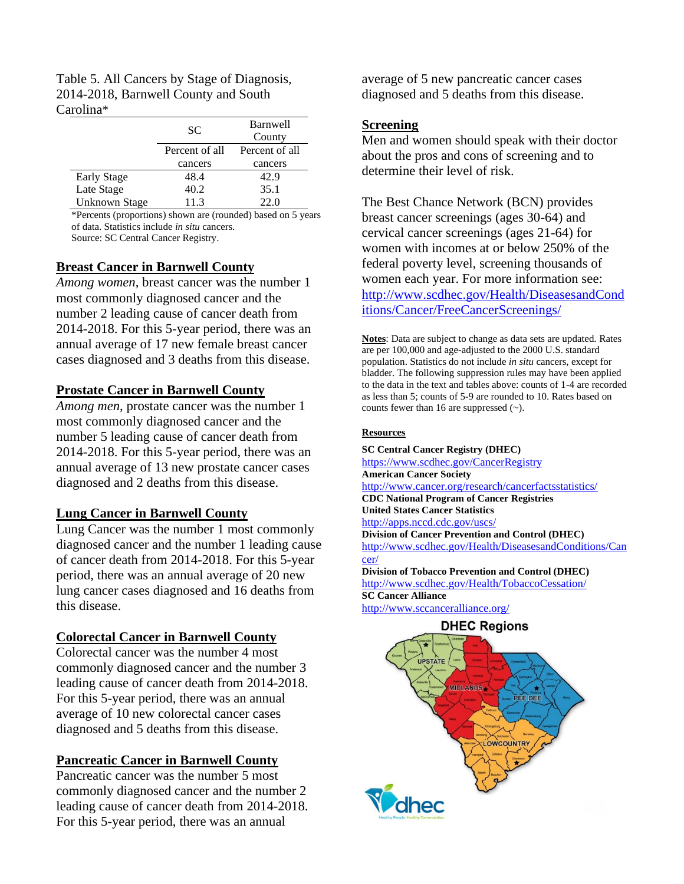Table 5. All Cancers by Stage of Diagnosis, 2014-2018, Barnwell County and South Carolina*

| | SC | Barnwell County |
|---|---|---|
| | Percent of all cancers | Percent of all cancers |
| Early Stage | 48.4 | 42.9 |
| Late Stage | 40.2 | 35.1 |
| Unknown Stage | 11.3 | 22.0 |

*Percents (proportions) shown are (rounded) based on 5 years of data. Statistics include *in situ* cancers.
Source: SC Central Cancer Registry.

## Breast Cancer in Barnwell County

*Among women*, breast cancer was the number 1 most commonly diagnosed cancer and the number 2 leading cause of cancer death from 2014-2018. For this 5-year period, there was an annual average of 17 new female breast cancer cases diagnosed and 3 deaths from this disease.

## Prostate Cancer in Barnwell County

*Among men*, prostate cancer was the number 1 most commonly diagnosed cancer and the number 5 leading cause of cancer death from 2014-2018. For this 5-year period, there was an annual average of 13 new prostate cancer cases diagnosed and 2 deaths from this disease.

## Lung Cancer in Barnwell County

Lung Cancer was the number 1 most commonly diagnosed cancer and the number 1 leading cause of cancer death from 2014-2018. For this 5-year period, there was an annual average of 20 new lung cancer cases diagnosed and 16 deaths from this disease.

## Colorectal Cancer in Barnwell County

Colorectal cancer was the number 4 most commonly diagnosed cancer and the number 3 leading cause of cancer death from 2014-2018. For this 5-year period, there was an annual average of 10 new colorectal cancer cases diagnosed and 5 deaths from this disease.

## Pancreatic Cancer in Barnwell County

Pancreatic cancer was the number 5 most commonly diagnosed cancer and the number 2 leading cause of cancer death from 2014-2018. For this 5-year period, there was an annual average of 5 new pancreatic cancer cases diagnosed and 5 deaths from this disease.

## Screening

Men and women should speak with their doctor about the pros and cons of screening and to determine their level of risk.

The Best Chance Network (BCN) provides breast cancer screenings (ages 30-64) and cervical cancer screenings (ages 21-64) for women with incomes at or below 250% of the federal poverty level, screening thousands of women each year. For more information see: http://www.scdhec.gov/Health/DiseasesandConditions/Cancer/FreeCancerScreenings/

**Notes**: Data are subject to change as data sets are updated. Rates are per 100,000 and age-adjusted to the 2000 U.S. standard population. Statistics do not include *in situ* cancers, except for bladder. The following suppression rules may have been applied to the data in the text and tables above: counts of 1-4 are recorded as less than 5; counts of 5-9 are rounded to 10. Rates based on counts fewer than 16 are suppressed (~).

**Resources**

**SC Central Cancer Registry (DHEC)**
https://www.scdhec.gov/CancerRegistry
**American Cancer Society**
http://www.cancer.org/research/cancerfactsstatistics/
**CDC National Program of Cancer Registries**
**United States Cancer Statistics**
http://apps.nccd.cdc.gov/uscs/
**Division of Cancer Prevention and Control (DHEC)**
http://www.scdhec.gov/Health/DiseasesandConditions/Cancer/
**Division of Tobacco Prevention and Control (DHEC)**
http://www.scdhec.gov/Health/TobaccoCessation/
**SC Cancer Alliance**
http://www.sccanceralliance.org/

DHEC Regions

UPSTATE
MIDLANDS
PEE DEE
LOWCOUNTRY

dhec
Healthy People Healthy Communities